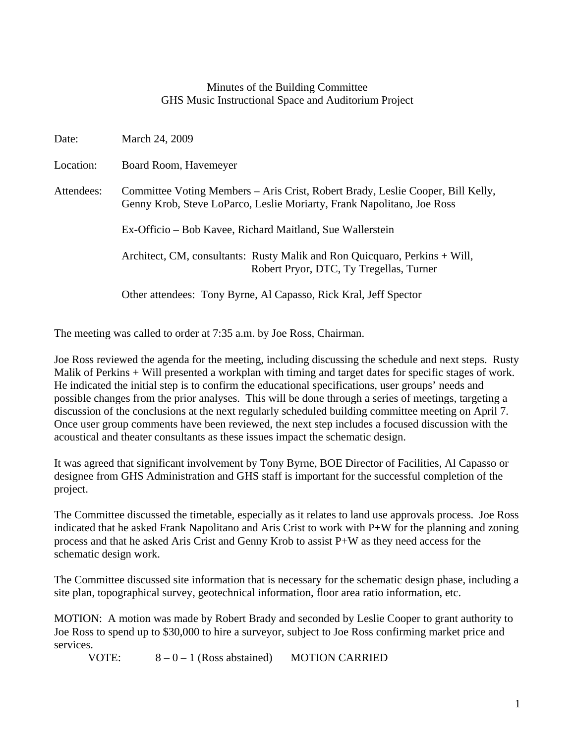Minutes of the Building Committee
GHS Music Instructional Space and Auditorium Project

Date: March 24, 2009

Location: Board Room, Havemeyer

Attendees: Committee Voting Members – Aris Crist, Robert Brady, Leslie Cooper, Bill Kelly, Genny Krob, Steve LoParco, Leslie Moriarty, Frank Napolitano, Joe Ross

Ex-Officio – Bob Kavee, Richard Maitland, Sue Wallerstein

Architect, CM, consultants: Rusty Malik and Ron Quicquaro, Perkins + Will, Robert Pryor, DTC, Ty Tregellas, Turner

Other attendees: Tony Byrne, Al Capasso, Rick Kral, Jeff Spector

The meeting was called to order at 7:35 a.m. by Joe Ross, Chairman.

Joe Ross reviewed the agenda for the meeting, including discussing the schedule and next steps. Rusty Malik of Perkins + Will presented a workplan with timing and target dates for specific stages of work. He indicated the initial step is to confirm the educational specifications, user groups' needs and possible changes from the prior analyses. This will be done through a series of meetings, targeting a discussion of the conclusions at the next regularly scheduled building committee meeting on April 7. Once user group comments have been reviewed, the next step includes a focused discussion with the acoustical and theater consultants as these issues impact the schematic design.

It was agreed that significant involvement by Tony Byrne, BOE Director of Facilities, Al Capasso or designee from GHS Administration and GHS staff is important for the successful completion of the project.

The Committee discussed the timetable, especially as it relates to land use approvals process. Joe Ross indicated that he asked Frank Napolitano and Aris Crist to work with P+W for the planning and zoning process and that he asked Aris Crist and Genny Krob to assist P+W as they need access for the schematic design work.

The Committee discussed site information that is necessary for the schematic design phase, including a site plan, topographical survey, geotechnical information, floor area ratio information, etc.

MOTION: A motion was made by Robert Brady and seconded by Leslie Cooper to grant authority to Joe Ross to spend up to $30,000 to hire a surveyor, subject to Joe Ross confirming market price and services.

VOTE: 8 – 0 – 1 (Ross abstained) MOTION CARRIED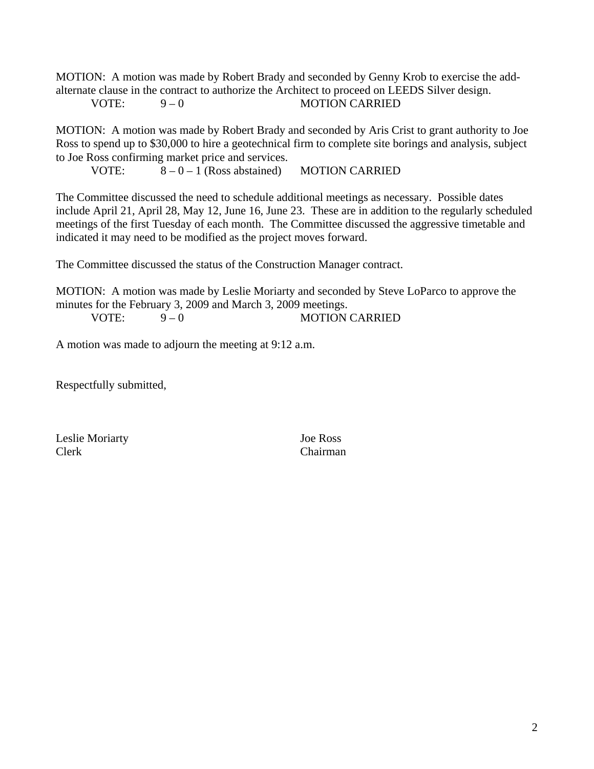MOTION: A motion was made by Robert Brady and seconded by Genny Krob to exercise the add-alternate clause in the contract to authorize the Architect to proceed on LEEDS Silver design.

VOTE: 9 – 0 MOTION CARRIED

MOTION: A motion was made by Robert Brady and seconded by Aris Crist to grant authority to Joe Ross to spend up to $30,000 to hire a geotechnical firm to complete site borings and analysis, subject to Joe Ross confirming market price and services.

VOTE: 8 – 0 – 1 (Ross abstained) MOTION CARRIED

The Committee discussed the need to schedule additional meetings as necessary. Possible dates include April 21, April 28, May 12, June 16, June 23. These are in addition to the regularly scheduled meetings of the first Tuesday of each month. The Committee discussed the aggressive timetable and indicated it may need to be modified as the project moves forward.

The Committee discussed the status of the Construction Manager contract.

MOTION: A motion was made by Leslie Moriarty and seconded by Steve LoParco to approve the minutes for the February 3, 2009 and March 3, 2009 meetings.

VOTE: 9 – 0 MOTION CARRIED

A motion was made to adjourn the meeting at 9:12 a.m.

Respectfully submitted,

Leslie Moriarty
Clerk

Joe Ross
Chairman